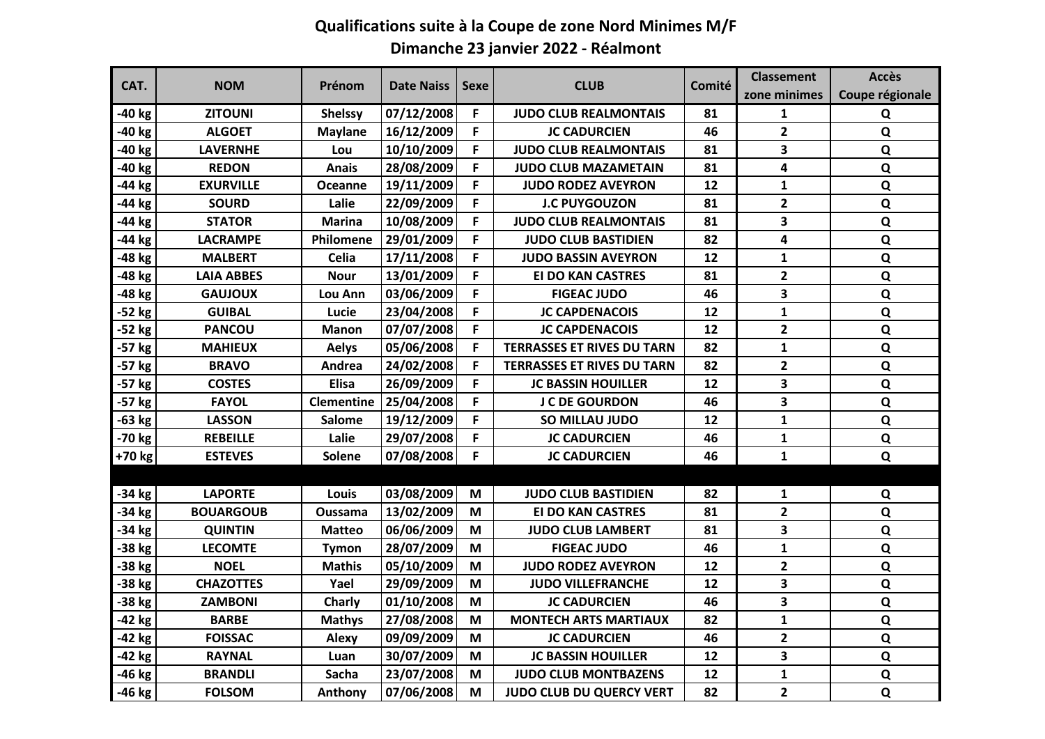**Qualifications suite à la Coupe de zone Nord Minimes M/F**

**Dimanche 23 janvier 2022 - Réalmont**

| CAT. | NOM | Prénom | Date Naiss | Sexe | CLUB | Comité | Classement zone minimes | Accès Coupe régionale |
|---|---|---|---|---|---|---|---|---|
| -40 kg | ZITOUNI | Shelssy | 07/12/2008 | F | JUDO CLUB REALMONTAIS | 81 | 1 | Q |
| -40 kg | ALGOET | Maylane | 16/12/2009 | F | JC CADURCIEN | 46 | 2 | Q |
| -40 kg | LAVERNHE | Lou | 10/10/2009 | F | JUDO CLUB REALMONTAIS | 81 | 3 | Q |
| -40 kg | REDON | Anais | 28/08/2009 | F | JUDO CLUB MAZAMETAIN | 81 | 4 | Q |
| -44 kg | EXURVILLE | Oceanne | 19/11/2009 | F | JUDO RODEZ AVEYRON | 12 | 1 | Q |
| -44 kg | SOURD | Lalie | 22/09/2009 | F | J.C PUYGOUZON | 81 | 2 | Q |
| -44 kg | STATOR | Marina | 10/08/2009 | F | JUDO CLUB REALMONTAIS | 81 | 3 | Q |
| -44 kg | LACRAMPE | Philomene | 29/01/2009 | F | JUDO CLUB BASTIDIEN | 82 | 4 | Q |
| -48 kg | MALBERT | Celia | 17/11/2008 | F | JUDO BASSIN AVEYRON | 12 | 1 | Q |
| -48 kg | LAIA ABBES | Nour | 13/01/2009 | F | EI DO KAN CASTRES | 81 | 2 | Q |
| -48 kg | GAUJOUX | Lou Ann | 03/06/2009 | F | FIGEAC JUDO | 46 | 3 | Q |
| -52 kg | GUIBAL | Lucie | 23/04/2008 | F | JC CAPDENACOIS | 12 | 1 | Q |
| -52 kg | PANCOU | Manon | 07/07/2008 | F | JC CAPDENACOIS | 12 | 2 | Q |
| -57 kg | MAHIEUX | Aelys | 05/06/2008 | F | TERRASSES ET RIVES DU TARN | 82 | 1 | Q |
| -57 kg | BRAVO | Andrea | 24/02/2008 | F | TERRASSES ET RIVES DU TARN | 82 | 2 | Q |
| -57 kg | COSTES | Elisa | 26/09/2009 | F | JC BASSIN HOUILLER | 12 | 3 | Q |
| -57 kg | FAYOL | Clementine | 25/04/2008 | F | J C DE GOURDON | 46 | 3 | Q |
| -63 kg | LASSON | Salome | 19/12/2009 | F | SO MILLAU JUDO | 12 | 1 | Q |
| -70 kg | REBEILLE | Lalie | 29/07/2008 | F | JC CADURCIEN | 46 | 1 | Q |
| +70 kg | ESTEVES | Solene | 07/08/2008 | F | JC CADURCIEN | 46 | 1 | Q |
| | | | | | | | | |
| -34 kg | LAPORTE | Louis | 03/08/2009 | M | JUDO CLUB BASTIDIEN | 82 | 1 | Q |
| -34 kg | BOUARGOUB | Oussama | 13/02/2009 | M | EI DO KAN CASTRES | 81 | 2 | Q |
| -34 kg | QUINTIN | Matteo | 06/06/2009 | M | JUDO CLUB LAMBERT | 81 | 3 | Q |
| -38 kg | LECOMTE | Tymon | 28/07/2009 | M | FIGEAC JUDO | 46 | 1 | Q |
| -38 kg | NOEL | Mathis | 05/10/2009 | M | JUDO RODEZ AVEYRON | 12 | 2 | Q |
| -38 kg | CHAZOTTES | Yael | 29/09/2009 | M | JUDO VILLEFRANCHE | 12 | 3 | Q |
| -38 kg | ZAMBONI | Charly | 01/10/2008 | M | JC CADURCIEN | 46 | 3 | Q |
| -42 kg | BARBE | Mathys | 27/08/2008 | M | MONTECH ARTS MARTIAUX | 82 | 1 | Q |
| -42 kg | FOISSAC | Alexy | 09/09/2009 | M | JC CADURCIEN | 46 | 2 | Q |
| -42 kg | RAYNAL | Luan | 30/07/2009 | M | JC BASSIN HOUILLER | 12 | 3 | Q |
| -46 kg | BRANDLI | Sacha | 23/07/2008 | M | JUDO CLUB MONTBAZENS | 12 | 1 | Q |
| -46 kg | FOLSOM | Anthony | 07/06/2008 | M | JUDO CLUB DU QUERCY VERT | 82 | 2 | Q |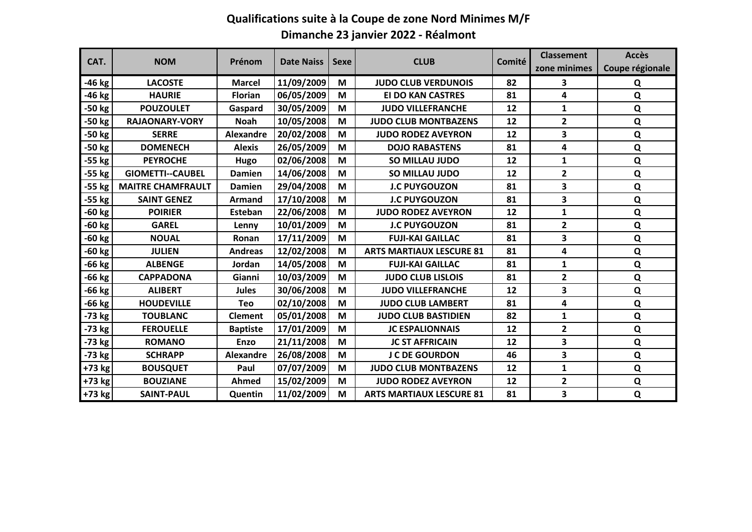**Qualifications suite à la Coupe de zone Nord Minimes M/F**

**Dimanche 23 janvier 2022 - Réalmont**

| CAT. | NOM | Prénom | Date Naiss | Sexe | CLUB | Comité | Classement zone minimes | Accès Coupe régionale |
|---|---|---|---|---|---|---|---|---|
| -46 kg | LACOSTE | Marcel | 11/09/2009 | M | JUDO CLUB VERDUNOIS | 82 | 3 | Q |
| -46 kg | HAURIE | Florian | 06/05/2009 | M | EI DO KAN CASTRES | 81 | 4 | Q |
| -50 kg | POUZOULET | Gaspard | 30/05/2009 | M | JUDO VILLEFRANCHE | 12 | 1 | Q |
| -50 kg | RAJAONARY-VORY | Noah | 10/05/2008 | M | JUDO CLUB MONTBAZENS | 12 | 2 | Q |
| -50 kg | SERRE | Alexandre | 20/02/2008 | M | JUDO RODEZ AVEYRON | 12 | 3 | Q |
| -50 kg | DOMENECH | Alexis | 26/05/2009 | M | DOJO RABASTENS | 81 | 4 | Q |
| -55 kg | PEYROCHE | Hugo | 02/06/2008 | M | SO MILLAU JUDO | 12 | 1 | Q |
| -55 kg | GIOMETTI--CAUBEL | Damien | 14/06/2008 | M | SO MILLAU JUDO | 12 | 2 | Q |
| -55 kg | MAITRE CHAMFRAULT | Damien | 29/04/2008 | M | J.C PUYGOUZON | 81 | 3 | Q |
| -55 kg | SAINT GENEZ | Armand | 17/10/2008 | M | J.C PUYGOUZON | 81 | 3 | Q |
| -60 kg | POIRIER | Esteban | 22/06/2008 | M | JUDO RODEZ AVEYRON | 12 | 1 | Q |
| -60 kg | GAREL | Lenny | 10/01/2009 | M | J.C PUYGOUZON | 81 | 2 | Q |
| -60 kg | NOUAL | Ronan | 17/11/2009 | M | FUJI-KAI GAILLAC | 81 | 3 | Q |
| -60 kg | JULIEN | Andreas | 12/02/2008 | M | ARTS MARTIAUX LESCURE 81 | 81 | 4 | Q |
| -66 kg | ALBENGE | Jordan | 14/05/2008 | M | FUJI-KAI GAILLAC | 81 | 1 | Q |
| -66 kg | CAPPADONA | Gianni | 10/03/2009 | M | JUDO CLUB LISLOIS | 81 | 2 | Q |
| -66 kg | ALIBERT | Jules | 30/06/2008 | M | JUDO VILLEFRANCHE | 12 | 3 | Q |
| -66 kg | HOUDEVILLE | Teo | 02/10/2008 | M | JUDO CLUB LAMBERT | 81 | 4 | Q |
| -73 kg | TOUBLANC | Clement | 05/01/2008 | M | JUDO CLUB BASTIDIEN | 82 | 1 | Q |
| -73 kg | FEROUELLE | Baptiste | 17/01/2009 | M | JC ESPALIONNAIS | 12 | 2 | Q |
| -73 kg | ROMANO | Enzo | 21/11/2008 | M | JC ST AFFRICAIN | 12 | 3 | Q |
| -73 kg | SCHRAPP | Alexandre | 26/08/2008 | M | J C DE GOURDON | 46 | 3 | Q |
| +73 kg | BOUSQUET | Paul | 07/07/2009 | M | JUDO CLUB MONTBAZENS | 12 | 1 | Q |
| +73 kg | BOUZIANE | Ahmed | 15/02/2009 | M | JUDO RODEZ AVEYRON | 12 | 2 | Q |
| +73 kg | SAINT-PAUL | Quentin | 11/02/2009 | M | ARTS MARTIAUX LESCURE 81 | 81 | 3 | Q |